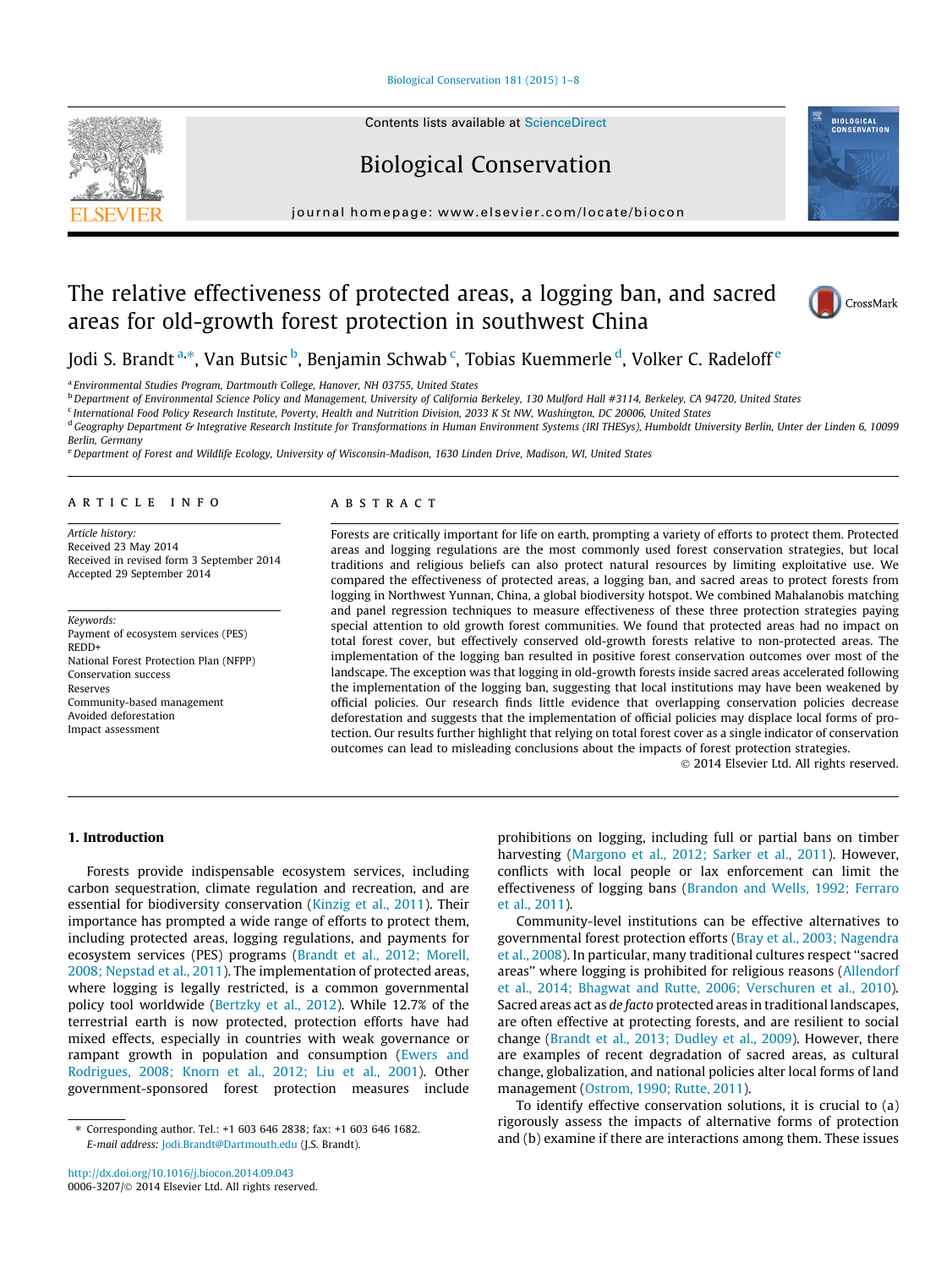# The relative effectiveness of protected areas, a logging ban, and sacred areas for old-growth forest protection in southwest China

Jodi S. Brandt [a,*], Van Butsic [b], Benjamin Schwab [c], Tobias Kuemmerle [d], Volker C. Radeloff [e]

[a] Environmental Studies Program, Dartmouth College, Hanover, NH 03755, United States

[b] Department of Environmental Science Policy and Management, University of California Berkeley, 130 Mulford Hall #3114, Berkeley, CA 94720, United States

[c] International Food Policy Research Institute, Poverty, Health and Nutrition Division, 2033 K St NW, Washington, DC 20006, United States

[d] Geography Department & Integrative Research Institute for Transformations in Human Environment Systems (IRI THESys), Humboldt University Berlin, Unter der Linden 6, 10099 Berlin, Germany

[e] Department of Forest and Wildlife Ecology, University of Wisconsin-Madison, 1630 Linden Drive, Madison, WI, United States

## ARTICLE INFO

*Article history:*
Received 23 May 2014
Received in revised form 3 September 2014
Accepted 29 September 2014

*Keywords:*
Payment of ecosystem services (PES)
REDD+
National Forest Protection Plan (NFPP)
Conservation success
Reserves
Community-based management
Avoided deforestation
Impact assessment

## ABSTRACT

Forests are critically important for life on earth, prompting a variety of efforts to protect them. Protected areas and logging regulations are the most commonly used forest conservation strategies, but local traditions and religious beliefs can also protect natural resources by limiting exploitative use. We compared the effectiveness of protected areas, a logging ban, and sacred areas to protect forests from logging in Northwest Yunnan, China, a global biodiversity hotspot. We combined Mahalanobis matching and panel regression techniques to measure effectiveness of these three protection strategies paying special attention to old growth forest communities. We found that protected areas had no impact on total forest cover, but effectively conserved old-growth forests relative to non-protected areas. The implementation of the logging ban resulted in positive forest conservation outcomes over most of the landscape. The exception was that logging in old-growth forests inside sacred areas accelerated following the implementation of the logging ban, suggesting that local institutions may have been weakened by official policies. Our research finds little evidence that overlapping conservation policies decrease deforestation and suggests that the implementation of official policies may displace local forms of protection. Our results further highlight that relying on total forest cover as a single indicator of conservation outcomes can lead to misleading conclusions about the impacts of forest protection strategies.

© 2014 Elsevier Ltd. All rights reserved.

## 1. Introduction

Forests provide indispensable ecosystem services, including carbon sequestration, climate regulation and recreation, and are essential for biodiversity conservation (Kinzig et al., 2011). Their importance has prompted a wide range of efforts to protect them, including protected areas, logging regulations, and payments for ecosystem services (PES) programs (Brandt et al., 2012; Morell, 2008; Nepstad et al., 2011). The implementation of protected areas, where logging is legally restricted, is a common governmental policy tool worldwide (Bertzky et al., 2012). While 12.7% of the terrestrial earth is now protected, protection efforts have had mixed effects, especially in countries with weak governance or rampant growth in population and consumption (Ewers and Rodrigues, 2008; Knorn et al., 2012; Liu et al., 2001). Other government-sponsored forest protection measures include prohibitions on logging, including full or partial bans on timber harvesting (Margono et al., 2012; Sarker et al., 2011). However, conflicts with local people or lax enforcement can limit the effectiveness of logging bans (Brandon and Wells, 1992; Ferraro et al., 2011).

Community-level institutions can be effective alternatives to governmental forest protection efforts (Bray et al., 2003; Nagendra et al., 2008). In particular, many traditional cultures respect "sacred areas" where logging is prohibited for religious reasons (Allendorf et al., 2014; Bhagwat and Rutte, 2006; Verschuren et al., 2010). Sacred areas act as *de facto* protected areas in traditional landscapes, are often effective at protecting forests, and are resilient to social change (Brandt et al., 2013; Dudley et al., 2009). However, there are examples of recent degradation of sacred areas, as cultural change, globalization, and national policies alter local forms of land management (Ostrom, 1990; Rutte, 2011).

To identify effective conservation solutions, it is crucial to (a) rigorously assess the impacts of alternative forms of protection and (b) examine if there are interactions among them. These issues

---

* Corresponding author. Tel.: +1 603 646 2838; fax: +1 603 646 1682.
*E-mail address:* Jodi.Brandt@Dartmouth.edu (J.S. Brandt).

http://dx.doi.org/10.1016/j.biocon.2014.09.043
0006-3207/© 2014 Elsevier Ltd. All rights reserved.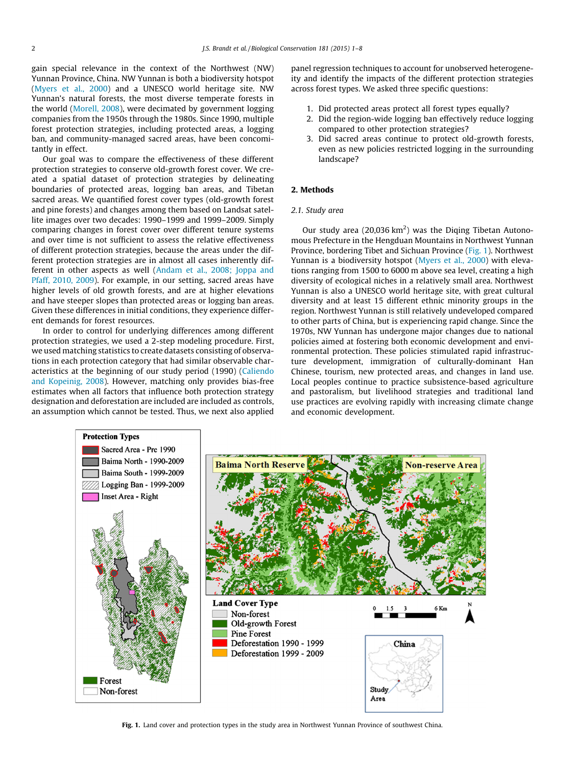gain special relevance in the context of the Northwest (NW) Yunnan Province, China. NW Yunnan is both a biodiversity hotspot (Myers et al., 2000) and a UNESCO world heritage site. NW Yunnan's natural forests, the most diverse temperate forests in the world (Morell, 2008), were decimated by government logging companies from the 1950s through the 1980s. Since 1990, multiple forest protection strategies, including protected areas, a logging ban, and community-managed sacred areas, have been concomitantly in effect.

Our goal was to compare the effectiveness of these different protection strategies to conserve old-growth forest cover. We created a spatial dataset of protection strategies by delineating boundaries of protected areas, logging ban areas, and Tibetan sacred areas. We quantified forest cover types (old-growth forest and pine forests) and changes among them based on Landsat satellite images over two decades: 1990–1999 and 1999–2009. Simply comparing changes in forest cover over different tenure systems and over time is not sufficient to assess the relative effectiveness of different protection strategies, because the areas under the different protection strategies are in almost all cases inherently different in other aspects as well (Andam et al., 2008; Joppa and Pfaff, 2010, 2009). For example, in our setting, sacred areas have higher levels of old growth forests, and are at higher elevations and have steeper slopes than protected areas or logging ban areas. Given these differences in initial conditions, they experience different demands for forest resources.

In order to control for underlying differences among different protection strategies, we used a 2-step modeling procedure. First, we used matching statistics to create datasets consisting of observations in each protection category that had similar observable characteristics at the beginning of our study period (1990) (Caliendo and Kopeinig, 2008). However, matching only provides bias-free estimates when all factors that influence both protection strategy designation and deforestation are included are included as controls, an assumption which cannot be tested. Thus, we next also applied panel regression techniques to account for unobserved heterogeneity and identify the impacts of the different protection strategies across forest types. We asked three specific questions:

1. Did protected areas protect all forest types equally?
2. Did the region-wide logging ban effectively reduce logging compared to other protection strategies?
3. Did sacred areas continue to protect old-growth forests, even as new policies restricted logging in the surrounding landscape?

## 2. Methods

### 2.1. Study area

Our study area (20,036 km$^2$) was the Diqing Tibetan Autonomous Prefecture in the Hengduan Mountains in Northwest Yunnan Province, bordering Tibet and Sichuan Province (Fig. 1). Northwest Yunnan is a biodiversity hotspot (Myers et al., 2000) with elevations ranging from 1500 to 6000 m above sea level, creating a high diversity of ecological niches in a relatively small area. Northwest Yunnan is also a UNESCO world heritage site, with great cultural diversity and at least 15 different ethnic minority groups in the region. Northwest Yunnan is still relatively undeveloped compared to other parts of China, but is experiencing rapid change. Since the 1970s, NW Yunnan has undergone major changes due to national policies aimed at fostering both economic development and environmental protection. These policies stimulated rapid infrastructure development, immigration of culturally-dominant Han Chinese, tourism, new protected areas, and changes in land use. Local peoples continue to practice subsistence-based agriculture and pastoralism, but livelihood strategies and traditional land use practices are evolving rapidly with increasing climate change and economic development.

**Fig. 1.** Land cover and protection types in the study area in Northwest Yunnan Province of southwest China.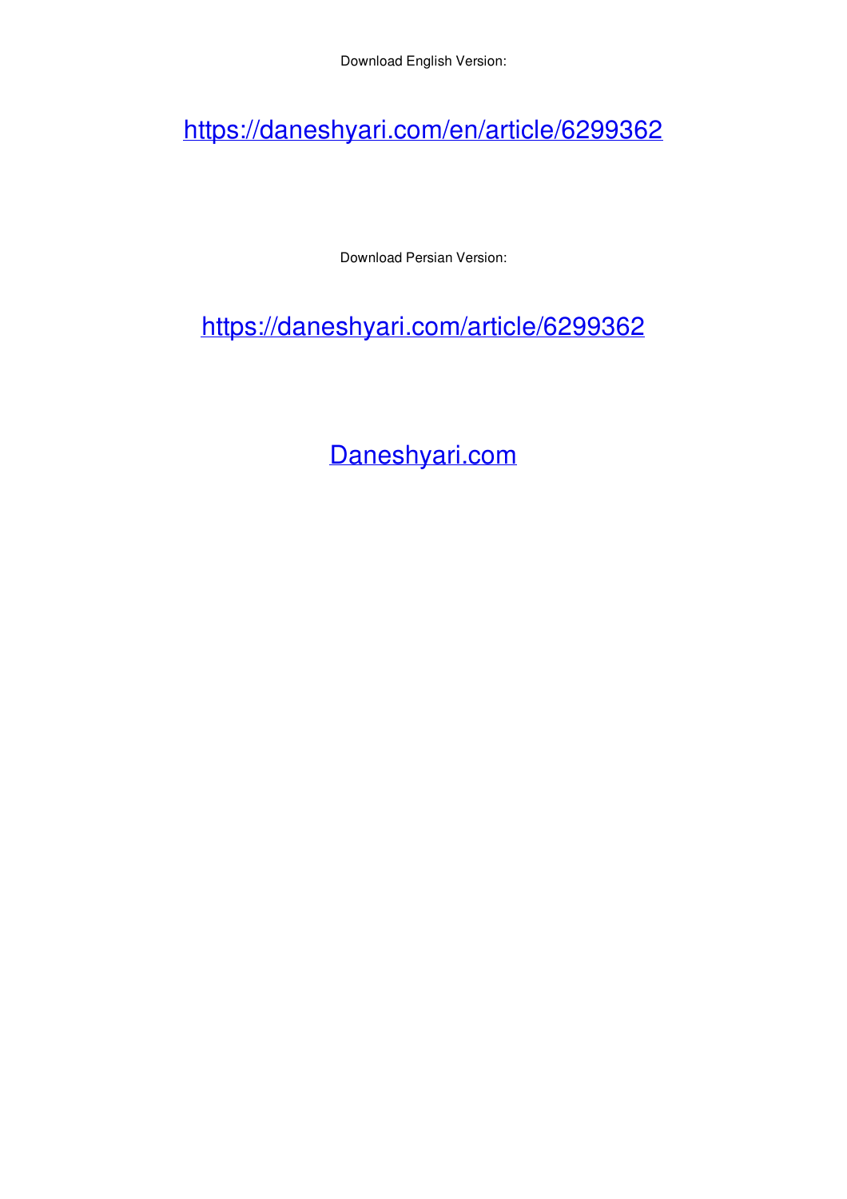Download English Version:

[https://daneshyari.com/en/article/6299362](https://daneshyari.com/en/article/6299362)

Download Persian Version:

[https://daneshyari.com/article/6299362](https://daneshyari.com/article/6299362)

[Daneshyari.com](https://daneshyari.com)